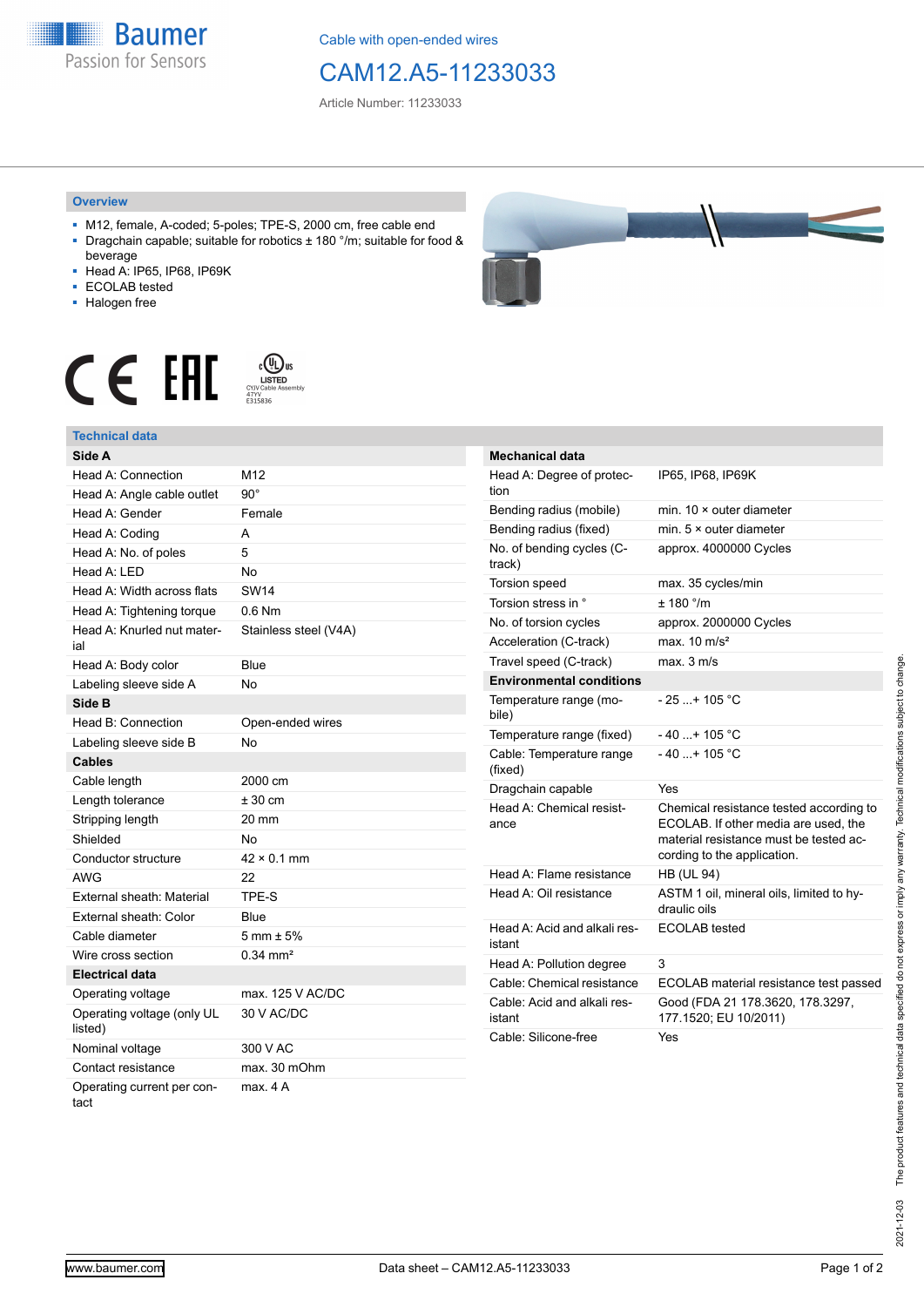Cable with open-ended wires

# CAM12.A5-11233033

Article Number: 11233033

## Overview

- M12, female, A-coded; 5-poles; TPE-S, 2000 cm, free cable end
- Dragchain capable; suitable for robotics ± 180 °/m; suitable for food & beverage
- Head A: IP65, IP68, IP69K
- ECOLAB tested
- Halogen free

LISTED
CYJV Cable Assembly
47YY
E315836

## Technical data

| Side A | |
|---|---|
| Head A: Connection | M12 |
| Head A: Angle cable outlet | 90° |
| Head A: Gender | Female |
| Head A: Coding | A |
| Head A: No. of poles | 5 |
| Head A: LED | No |
| Head A: Width across flats | SW14 |
| Head A: Tightening torque | 0.6 Nm |
| Head A: Knurled nut material | Stainless steel (V4A) |
| Head A: Body color | Blue |
| Labeling sleeve side A | No |
| **Side B** | |
| Head B: Connection | Open-ended wires |
| Labeling sleeve side B | No |
| **Cables** | |
| Cable length | 2000 cm |
| Length tolerance | ± 30 cm |
| Stripping length | 20 mm |
| Shielded | No |
| Conductor structure | 42 × 0.1 mm |
| AWG | 22 |
| External sheath: Material | TPE-S |
| External sheath: Color | Blue |
| Cable diameter | 5 mm ± 5% |
| Wire cross section | 0.34 mm² |
| **Electrical data** | |
| Operating voltage | max. 125 V AC/DC |
| Operating voltage (only UL listed) | 30 V AC/DC |
| Nominal voltage | 300 V AC |
| Contact resistance | max. 30 mOhm |
| Operating current per contact | max. 4 A |

| Mechanical data | |
|---|---|
| Head A: Degree of protection | IP65, IP68, IP69K |
| Bending radius (mobile) | min. 10 × outer diameter |
| Bending radius (fixed) | min. 5 × outer diameter |
| No. of bending cycles (C-track) | approx. 4000000 Cycles |
| Torsion speed | max. 35 cycles/min |
| Torsion stress in ° | ± 180 °/m |
| No. of torsion cycles | approx. 2000000 Cycles |
| Acceleration (C-track) | max. 10 m/s² |
| Travel speed (C-track) | max. 3 m/s |
| **Environmental conditions** | |
| Temperature range (mobile) | - 25 ...+ 105 °C |
| Temperature range (fixed) | - 40 ...+ 105 °C |
| Cable: Temperature range (fixed) | - 40 ...+ 105 °C |
| Dragchain capable | Yes |
| Head A: Chemical resistance | Chemical resistance tested according to ECOLAB. If other media are used, the material resistance must be tested according to the application. |
| Head A: Flame resistance | HB (UL 94) |
| Head A: Oil resistance | ASTM 1 oil, mineral oils, limited to hydraulic oils |
| Head A: Acid and alkali resistant | ECOLAB tested |
| Head A: Pollution degree | 3 |
| Cable: Chemical resistance | ECOLAB material resistance test passed |
| Cable: Acid and alkali resistant | Good (FDA 21 178.3620, 178.3297, 177.1520; EU 10/2011) |
| Cable: Silicone-free | Yes |

2021-12-03 The product features and technical data specified do not express or imply any warranty. Technical modifications subject to change.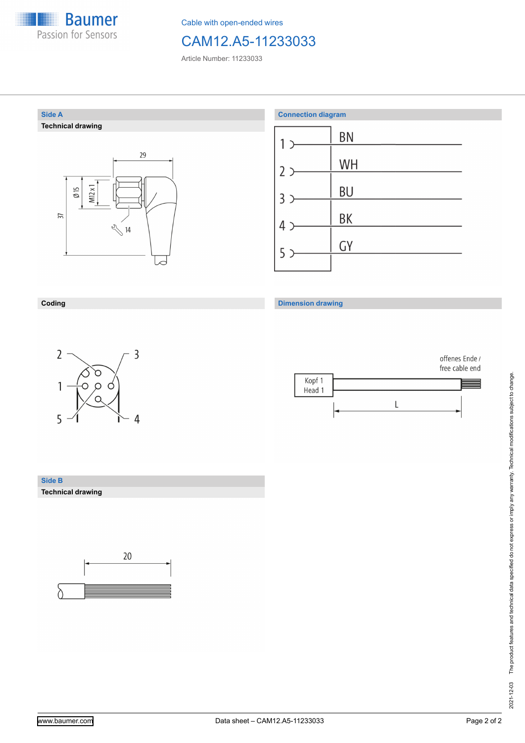Cable with open-ended wires

# CAM12.A5-11233033

Article Number: 11233033

## Side A

### Technical drawing

29

Ø 15

M12 x 1

37

14

## Connection diagram

1 BN

2 WH

3 BU

4 BK

5 GY

### Coding

2 3

1

5 4

## Dimension drawing

offenes Ende / free cable end

Kopf 1
Head 1

L

## Side B

### Technical drawing

20

The product features and technical data specified do not express or imply any warranty. Technical modifications subject to change.

2021-12-03

www.baumer.com

Data sheet – CAM12.A5-11233033